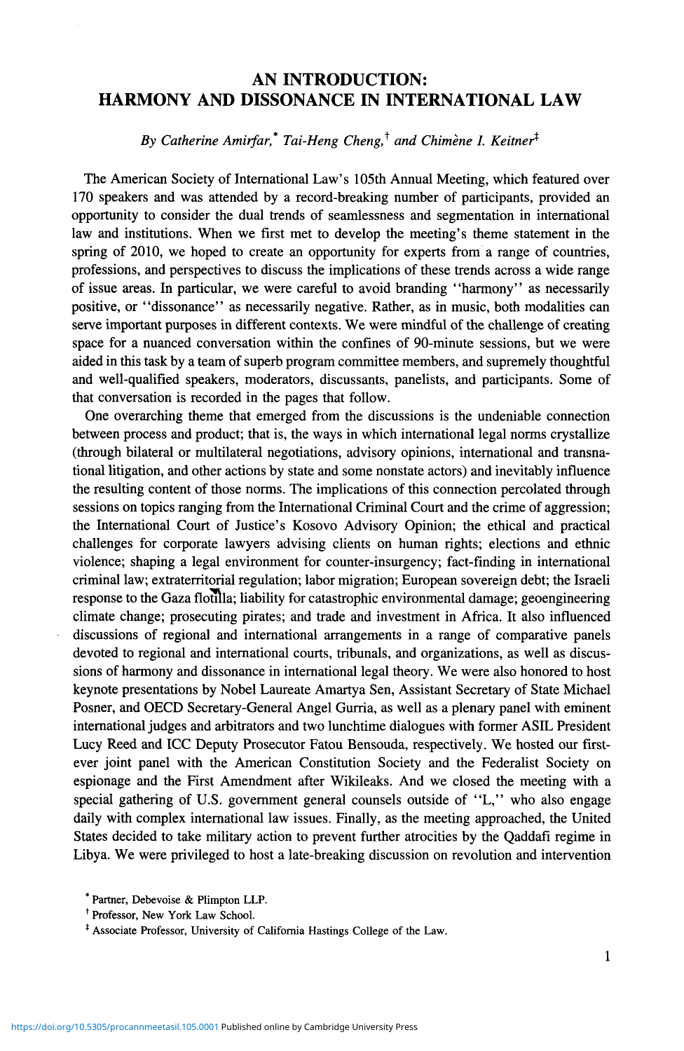# AN INTRODUCTION: HARMONY AND DISSONANCE IN INTERNATIONAL LAW

*By Catherine Amirfar,[*] Tai-Heng Cheng,[†] and Chimène I. Keitner[‡]*

The American Society of International Law's 105th Annual Meeting, which featured over 170 speakers and was attended by a record-breaking number of participants, provided an opportunity to consider the dual trends of seamlessness and segmentation in international law and institutions. When we first met to develop the meeting's theme statement in the spring of 2010, we hoped to create an opportunity for experts from a range of countries, professions, and perspectives to discuss the implications of these trends across a wide range of issue areas. In particular, we were careful to avoid branding "harmony" as necessarily positive, or "dissonance" as necessarily negative. Rather, as in music, both modalities can serve important purposes in different contexts. We were mindful of the challenge of creating space for a nuanced conversation within the confines of 90-minute sessions, but we were aided in this task by a team of superb program committee members, and supremely thoughtful and well-qualified speakers, moderators, discussants, panelists, and participants. Some of that conversation is recorded in the pages that follow.

One overarching theme that emerged from the discussions is the undeniable connection between process and product; that is, the ways in which international legal norms crystallize (through bilateral or multilateral negotiations, advisory opinions, international and transnational litigation, and other actions by state and some nonstate actors) and inevitably influence the resulting content of those norms. The implications of this connection percolated through sessions on topics ranging from the International Criminal Court and the crime of aggression; the International Court of Justice's Kosovo Advisory Opinion; the ethical and practical challenges for corporate lawyers advising clients on human rights; elections and ethnic violence; shaping a legal environment for counter-insurgency; fact-finding in international criminal law; extraterritorial regulation; labor migration; European sovereign debt; the Israeli response to the Gaza flotilla; liability for catastrophic environmental damage; geoengineering climate change; prosecuting pirates; and trade and investment in Africa. It also influenced discussions of regional and international arrangements in a range of comparative panels devoted to regional and international courts, tribunals, and organizations, as well as discussions of harmony and dissonance in international legal theory. We were also honored to host keynote presentations by Nobel Laureate Amartya Sen, Assistant Secretary of State Michael Posner, and OECD Secretary-General Angel Gurria, as well as a plenary panel with eminent international judges and arbitrators and two lunchtime dialogues with former ASIL President Lucy Reed and ICC Deputy Prosecutor Fatou Bensouda, respectively. We hosted our first-ever joint panel with the American Constitution Society and the Federalist Society on espionage and the First Amendment after Wikileaks. And we closed the meeting with a special gathering of U.S. government general counsels outside of "L," who also engage daily with complex international law issues. Finally, as the meeting approached, the United States decided to take military action to prevent further atrocities by the Qaddafi regime in Libya. We were privileged to host a late-breaking discussion on revolution and intervention

[*] Partner, Debevoise & Plimpton LLP.

[†] Professor, New York Law School.

[‡] Associate Professor, University of California Hastings College of the Law.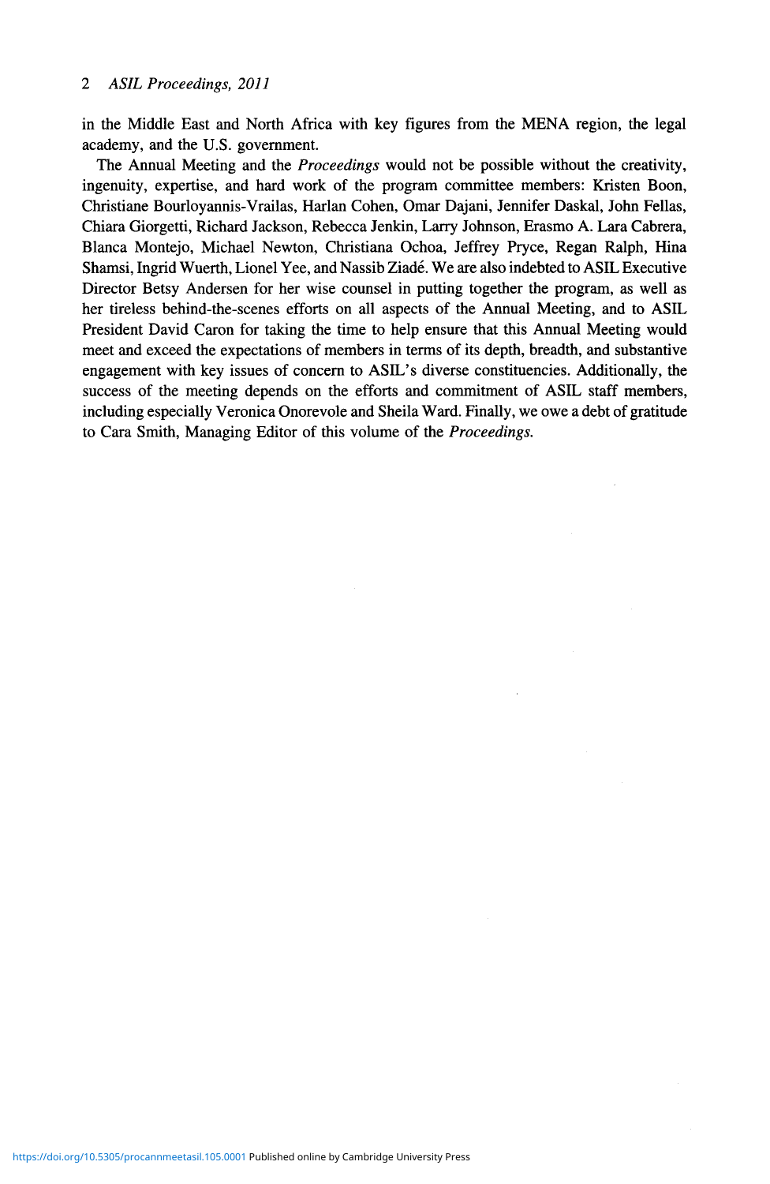in the Middle East and North Africa with key figures from the MENA region, the legal academy, and the U.S. government.

The Annual Meeting and the *Proceedings* would not be possible without the creativity, ingenuity, expertise, and hard work of the program committee members: Kristen Boon, Christiane Bourloyannis-Vrailas, Harlan Cohen, Omar Dajani, Jennifer Daskal, John Fellas, Chiara Giorgetti, Richard Jackson, Rebecca Jenkin, Larry Johnson, Erasmo A. Lara Cabrera, Blanca Montejo, Michael Newton, Christiana Ochoa, Jeffrey Pryce, Regan Ralph, Hina Shamsi, Ingrid Wuerth, Lionel Yee, and Nassib Ziadé. We are also indebted to ASIL Executive Director Betsy Andersen for her wise counsel in putting together the program, as well as her tireless behind-the-scenes efforts on all aspects of the Annual Meeting, and to ASIL President David Caron for taking the time to help ensure that this Annual Meeting would meet and exceed the expectations of members in terms of its depth, breadth, and substantive engagement with key issues of concern to ASIL's diverse constituencies. Additionally, the success of the meeting depends on the efforts and commitment of ASIL staff members, including especially Veronica Onorevole and Sheila Ward. Finally, we owe a debt of gratitude to Cara Smith, Managing Editor of this volume of the *Proceedings*.